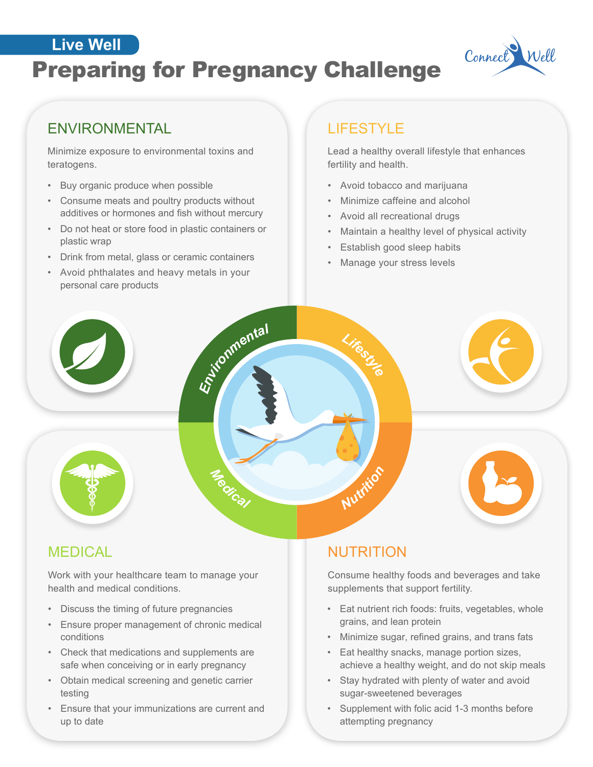Live Well

# Preparing for Pregnancy Challenge

## ENVIRONMENTAL

Minimize exposure to environmental toxins and teratogens.

- Buy organic produce when possible
- Consume meats and poultry products without additives or hormones and fish without mercury
- Do not heat or store food in plastic containers or plastic wrap
- Drink from metal, glass or ceramic containers
- Avoid phthalates and heavy metals in your personal care products

## LIFESTYLE

Lead a healthy overall lifestyle that enhances fertility and health.

- Avoid tobacco and marijuana
- Minimize caffeine and alcohol
- Avoid all recreational drugs
- Maintain a healthy level of physical activity
- Establish good sleep habits
- Manage your stress levels

## MEDICAL

Work with your healthcare team to manage your health and medical conditions.

- Discuss the timing of future pregnancies
- Ensure proper management of chronic medical conditions
- Check that medications and supplements are safe when conceiving or in early pregnancy
- Obtain medical screening and genetic carrier testing
- Ensure that your immunizations are current and up to date

## NUTRITION

Consume healthy foods and beverages and take supplements that support fertility.

- Eat nutrient rich foods: fruits, vegetables, whole grains, and lean protein
- Minimize sugar, refined grains, and trans fats
- Eat healthy snacks, manage portion sizes, achieve a healthy weight, and do not skip meals
- Stay hydrated with plenty of water and avoid sugar-sweetened beverages
- Supplement with folic acid 1-3 months before attempting pregnancy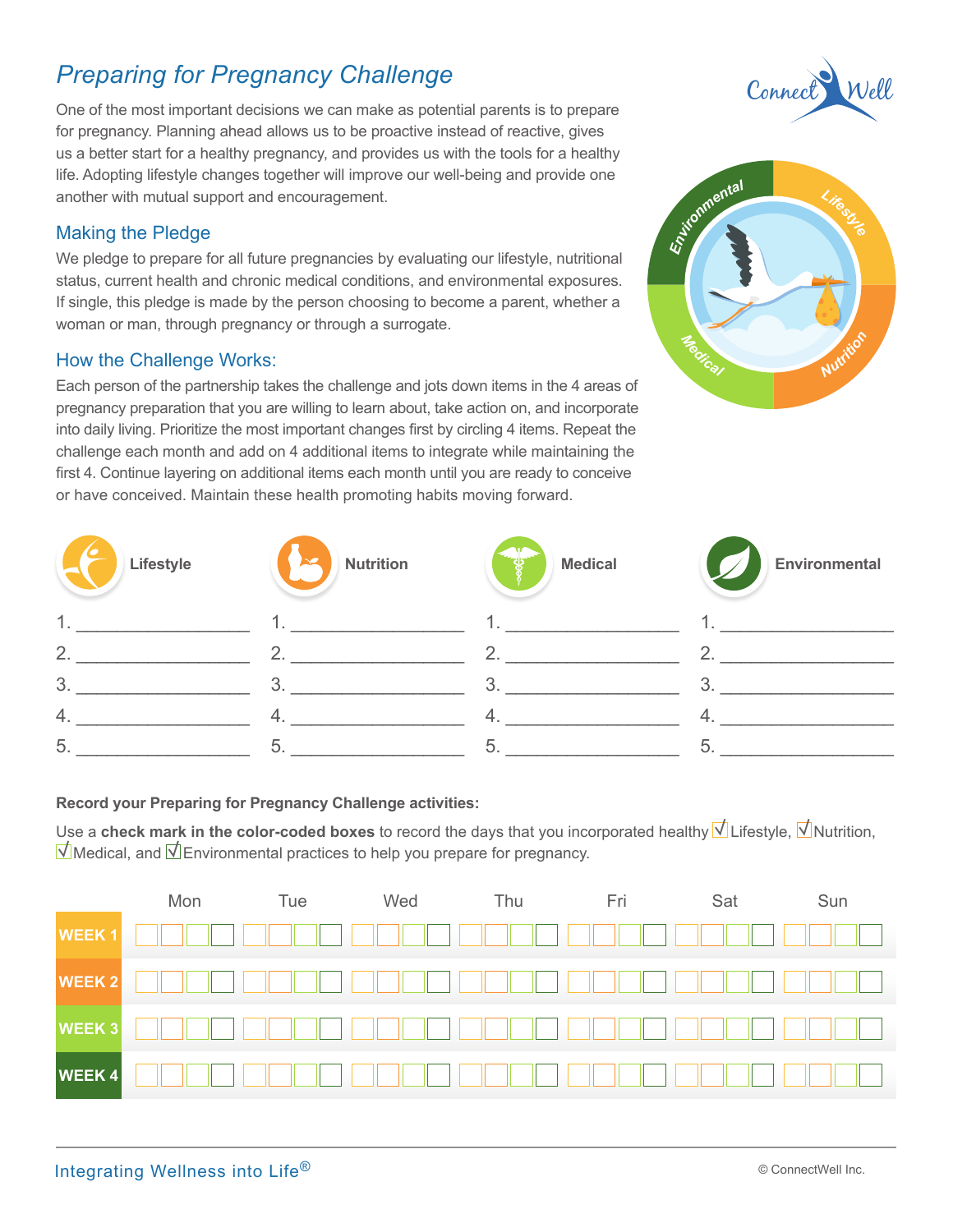# Preparing for Pregnancy Challenge

One of the most important decisions we can make as potential parents is to prepare for pregnancy. Planning ahead allows us to be proactive instead of reactive, gives us a better start for a healthy pregnancy, and provides us with the tools for a healthy life. Adopting lifestyle changes together will improve our well-being and provide one another with mutual support and encouragement.

## Making the Pledge

We pledge to prepare for all future pregnancies by evaluating our lifestyle, nutritional status, current health and chronic medical conditions, and environmental exposures. If single, this pledge is made by the person choosing to become a parent, whether a woman or man, through pregnancy or through a surrogate.

## How the Challenge Works:

Each person of the partnership takes the challenge and jots down items in the 4 areas of pregnancy preparation that you are willing to learn about, take action on, and incorporate into daily living. Prioritize the most important changes first by circling 4 items. Repeat the challenge each month and add on 4 additional items to integrate while maintaining the first 4. Continue layering on additional items each month until you are ready to conceive or have conceived. Maintain these health promoting habits moving forward.

| Lifestyle | Nutrition | Medical | Environmental |
|---|---|---|---|
| 1. ___________________ | 1. ___________________ | 1. ___________________ | 1. ___________________ |
| 2. ___________________ | 2. ___________________ | 2. ___________________ | 2. ___________________ |
| 3. ___________________ | 3. ___________________ | 3. ___________________ | 3. ___________________ |
| 4. ___________________ | 4. ___________________ | 4. ___________________ | 4. ___________________ |
| 5. ___________________ | 5. ___________________ | 5. ___________________ | 5. ___________________ |

**Record your Preparing for Pregnancy Challenge activities:**

Use a **check mark in the color-coded boxes** to record the days that you incorporated healthy ☑ Lifestyle, ☑ Nutrition, ☑ Medical, and ☑ Environmental practices to help you prepare for pregnancy.

| | Mon | Tue | Wed | Thu | Fri | Sat | Sun |
|---|---|---|---|---|---|---|---|
| WEEK 1 | ☐☐☐☐ | ☐☐☐☐ | ☐☐☐☐ | ☐☐☐☐ | ☐☐☐☐ | ☐☐☐☐ | ☐☐☐☐ |
| WEEK 2 | ☐☐☐☐ | ☐☐☐☐ | ☐☐☐☐ | ☐☐☐☐ | ☐☐☐☐ | ☐☐☐☐ | ☐☐☐☐ |
| WEEK 3 | ☐☐☐☐ | ☐☐☐☐ | ☐☐☐☐ | ☐☐☐☐ | ☐☐☐☐ | ☐☐☐☐ | ☐☐☐☐ |
| WEEK 4 | ☐☐☐☐ | ☐☐☐☐ | ☐☐☐☐ | ☐☐☐☐ | ☐☐☐☐ | ☐☐☐☐ | ☐☐☐☐ |

Integrating Wellness into Life®

© ConnectWell Inc.